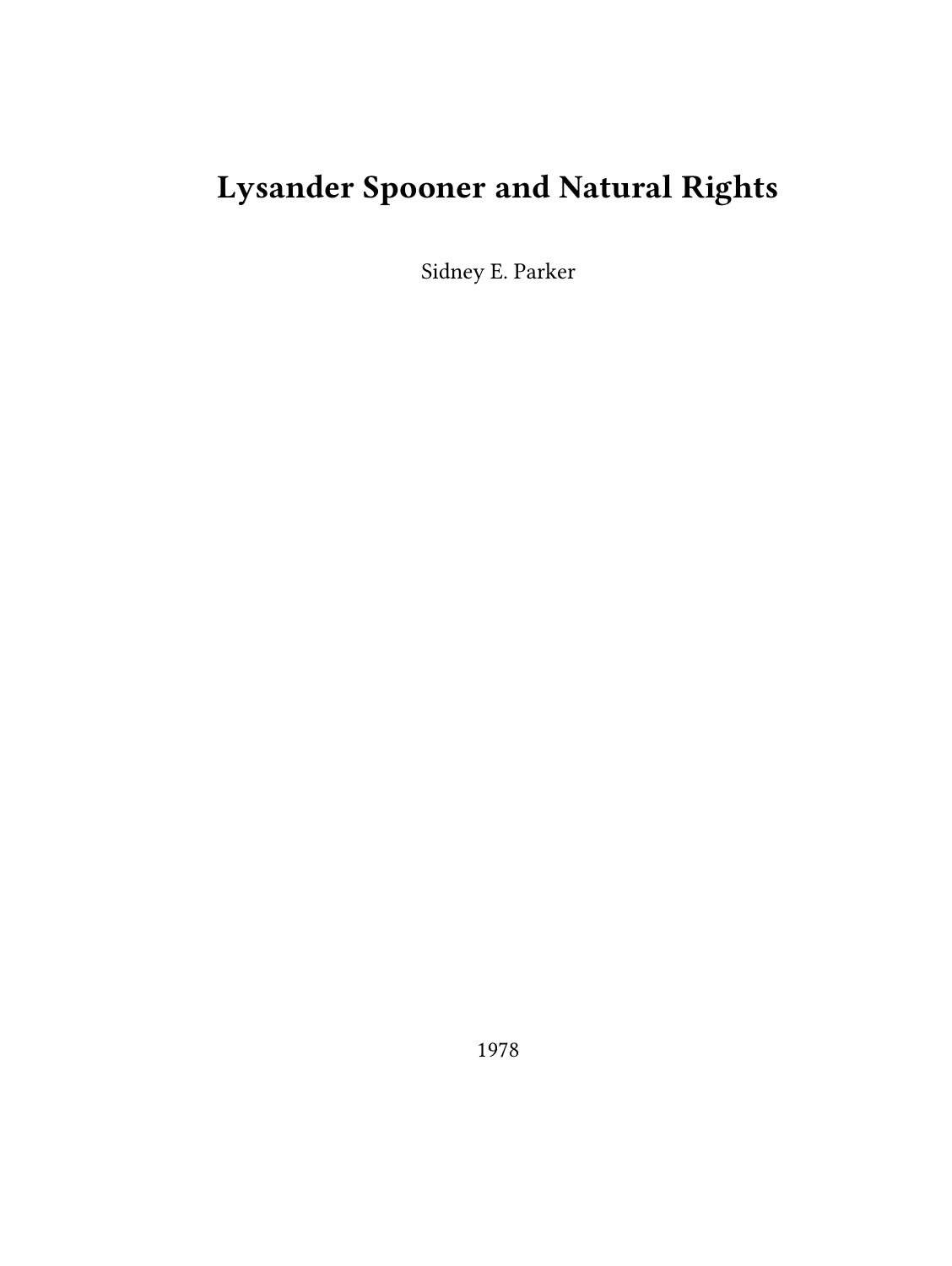# Lysander Spooner and Natural Rights

Sidney E. Parker

1978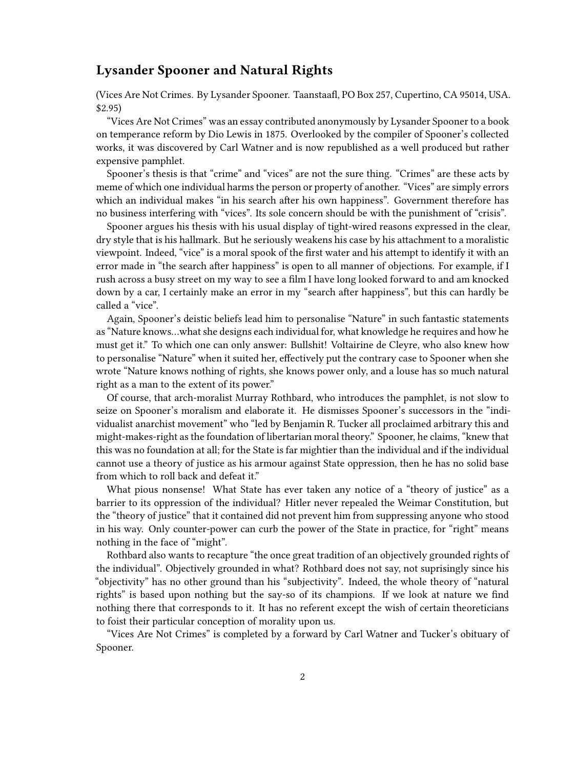## Lysander Spooner and Natural Rights

(Vices Are Not Crimes. By Lysander Spooner. Taanstaafl, PO Box 257, Cupertino, CA 95014, USA. $2.95)

"Vices Are Not Crimes" was an essay contributed anonymously by Lysander Spooner to a book on temperance reform by Dio Lewis in 1875. Overlooked by the compiler of Spooner's collected works, it was discovered by Carl Watner and is now republished as a well produced but rather expensive pamphlet.

Spooner's thesis is that "crime" and "vices" are not the sure thing. "Crimes" are these acts by meme of which one individual harms the person or property of another. "Vices" are simply errors which an individual makes "in his search after his own happiness". Government therefore has no business interfering with "vices". Its sole concern should be with the punishment of "crisis".

Spooner argues his thesis with his usual display of tight-wired reasons expressed in the clear, dry style that is his hallmark. But he seriously weakens his case by his attachment to a moralistic viewpoint. Indeed, "vice" is a moral spook of the first water and his attempt to identify it with an error made in "the search after happiness" is open to all manner of objections. For example, if I rush across a busy street on my way to see a film I have long looked forward to and am knocked down by a car, I certainly make an error in my "search after happiness", but this can hardly be called a "vice".

Again, Spooner's deistic beliefs lead him to personalise "Nature" in such fantastic statements as "Nature knows…what she designs each individual for, what knowledge he requires and how he must get it." To which one can only answer: Bullshit! Voltairine de Cleyre, who also knew how to personalise "Nature" when it suited her, effectively put the contrary case to Spooner when she wrote "Nature knows nothing of rights, she knows power only, and a louse has so much natural right as a man to the extent of its power."

Of course, that arch-moralist Murray Rothbard, who introduces the pamphlet, is not slow to seize on Spooner's moralism and elaborate it. He dismisses Spooner's successors in the "individualist anarchist movement" who "led by Benjamin R. Tucker all proclaimed arbitrary this and might-makes-right as the foundation of libertarian moral theory." Spooner, he claims, "knew that this was no foundation at all; for the State is far mightier than the individual and if the individual cannot use a theory of justice as his armour against State oppression, then he has no solid base from which to roll back and defeat it."

What pious nonsense! What State has ever taken any notice of a "theory of justice" as a barrier to its oppression of the individual? Hitler never repealed the Weimar Constitution, but the "theory of justice" that it contained did not prevent him from suppressing anyone who stood in his way. Only counter-power can curb the power of the State in practice, for "right" means nothing in the face of "might".

Rothbard also wants to recapture "the once great tradition of an objectively grounded rights of the individual". Objectively grounded in what? Rothbard does not say, not suprisingly since his "objectivity" has no other ground than his "subjectivity". Indeed, the whole theory of "natural rights" is based upon nothing but the say-so of its champions. If we look at nature we find nothing there that corresponds to it. It has no referent except the wish of certain theoreticians to foist their particular conception of morality upon us.

"Vices Are Not Crimes" is completed by a forward by Carl Watner and Tucker's obituary of Spooner.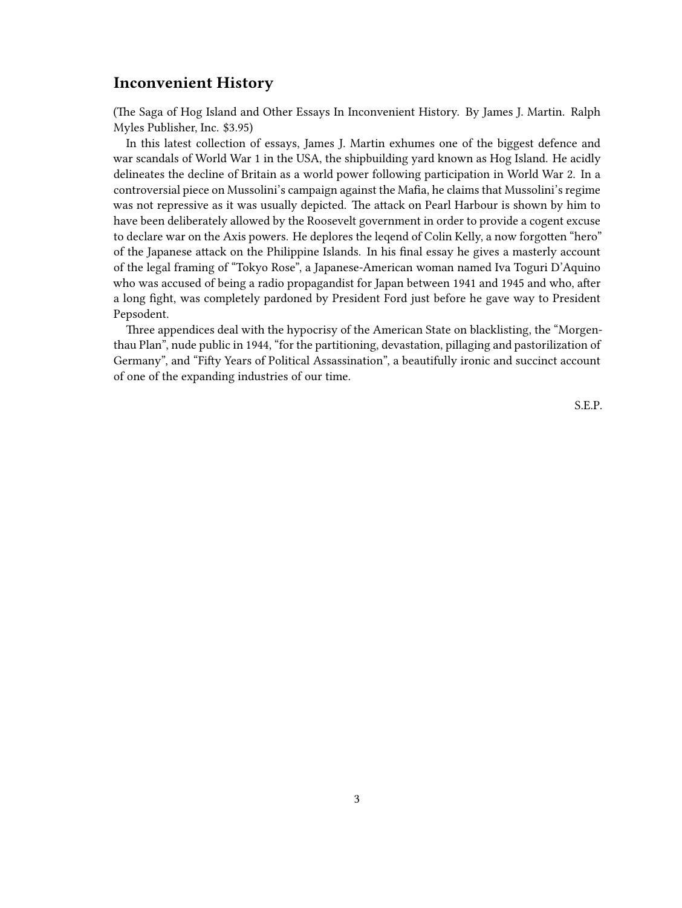## Inconvenient History

(The Saga of Hog Island and Other Essays In Inconvenient History. By James J. Martin. Ralph Myles Publisher, Inc. $3.95)

In this latest collection of essays, James J. Martin exhumes one of the biggest defence and war scandals of World War 1 in the USA, the shipbuilding yard known as Hog Island. He acidly delineates the decline of Britain as a world power following participation in World War 2. In a controversial piece on Mussolini's campaign against the Mafia, he claims that Mussolini's regime was not repressive as it was usually depicted. The attack on Pearl Harbour is shown by him to have been deliberately allowed by the Roosevelt government in order to provide a cogent excuse to declare war on the Axis powers. He deplores the leqend of Colin Kelly, a now forgotten "hero" of the Japanese attack on the Philippine Islands. In his final essay he gives a masterly account of the legal framing of "Tokyo Rose", a Japanese-American woman named Iva Toguri D'Aquino who was accused of being a radio propagandist for Japan between 1941 and 1945 and who, after a long fight, was completely pardoned by President Ford just before he gave way to President Pepsodent.

Three appendices deal with the hypocrisy of the American State on blacklisting, the "Morgenthau Plan", nude public in 1944, "for the partitioning, devastation, pillaging and pastorilization of Germany", and "Fifty Years of Political Assassination", a beautifully ironic and succinct account of one of the expanding industries of our time.

S.E.P.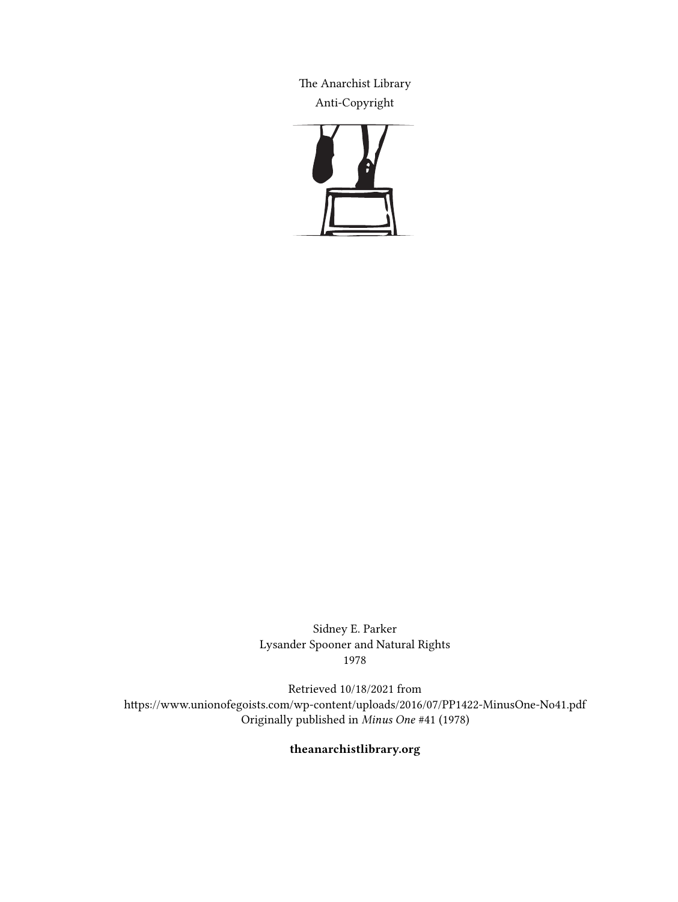The Anarchist Library
Anti-Copyright

Sidney E. Parker
Lysander Spooner and Natural Rights
1978

Retrieved 10/18/2021 from
https://www.unionofegoists.com/wp-content/uploads/2016/07/PP1422-MinusOne-No41.pdf
Originally published in *Minus One* #41 (1978)

**theanarchistlibrary.org**